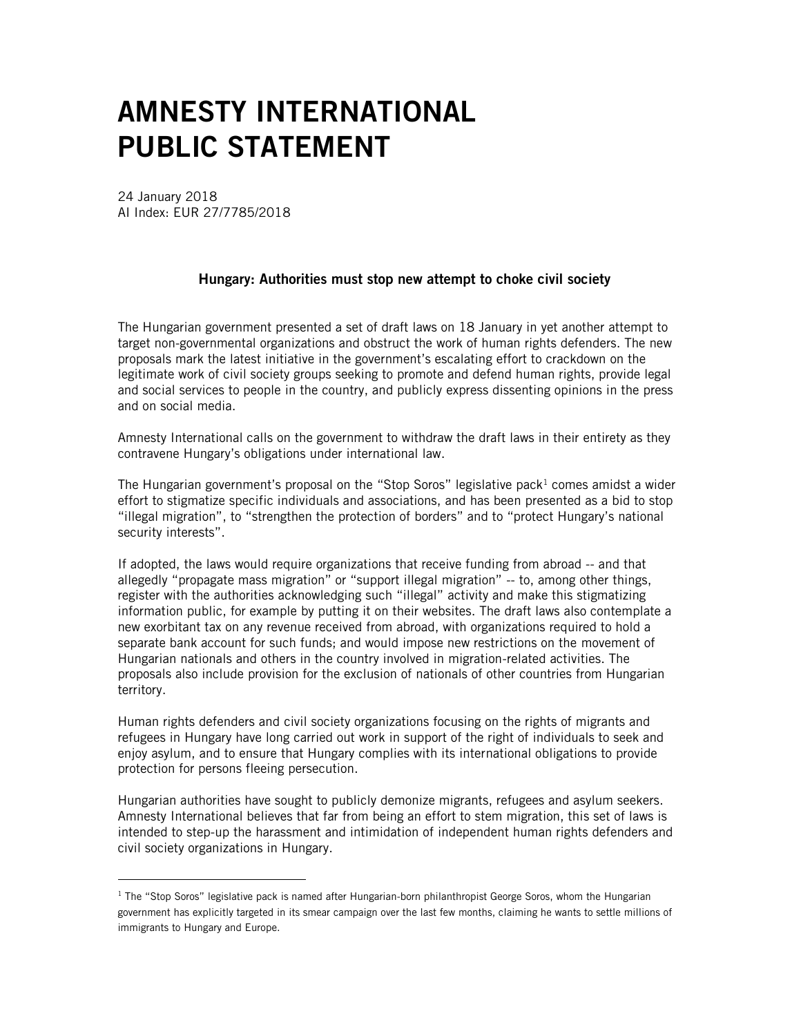# AMNESTY INTERNATIONAL PUBLIC STATEMENT

24 January 2018
AI Index: EUR 27/7785/2018

### Hungary: Authorities must stop new attempt to choke civil society

The Hungarian government presented a set of draft laws on 18 January in yet another attempt to target non-governmental organizations and obstruct the work of human rights defenders. The new proposals mark the latest initiative in the government's escalating effort to crackdown on the legitimate work of civil society groups seeking to promote and defend human rights, provide legal and social services to people in the country, and publicly express dissenting opinions in the press and on social media.

Amnesty International calls on the government to withdraw the draft laws in their entirety as they contravene Hungary's obligations under international law.

The Hungarian government's proposal on the "Stop Soros" legislative pack[1] comes amidst a wider effort to stigmatize specific individuals and associations, and has been presented as a bid to stop "illegal migration", to "strengthen the protection of borders" and to "protect Hungary's national security interests".

If adopted, the laws would require organizations that receive funding from abroad -- and that allegedly "propagate mass migration" or "support illegal migration" -- to, among other things, register with the authorities acknowledging such "illegal" activity and make this stigmatizing information public, for example by putting it on their websites. The draft laws also contemplate a new exorbitant tax on any revenue received from abroad, with organizations required to hold a separate bank account for such funds; and would impose new restrictions on the movement of Hungarian nationals and others in the country involved in migration-related activities. The proposals also include provision for the exclusion of nationals of other countries from Hungarian territory.

Human rights defenders and civil society organizations focusing on the rights of migrants and refugees in Hungary have long carried out work in support of the right of individuals to seek and enjoy asylum, and to ensure that Hungary complies with its international obligations to provide protection for persons fleeing persecution.

Hungarian authorities have sought to publicly demonize migrants, refugees and asylum seekers. Amnesty International believes that far from being an effort to stem migration, this set of laws is intended to step-up the harassment and intimidation of independent human rights defenders and civil society organizations in Hungary.

---

[1] The "Stop Soros" legislative pack is named after Hungarian-born philanthropist George Soros, whom the Hungarian government has explicitly targeted in its smear campaign over the last few months, claiming he wants to settle millions of immigrants to Hungary and Europe.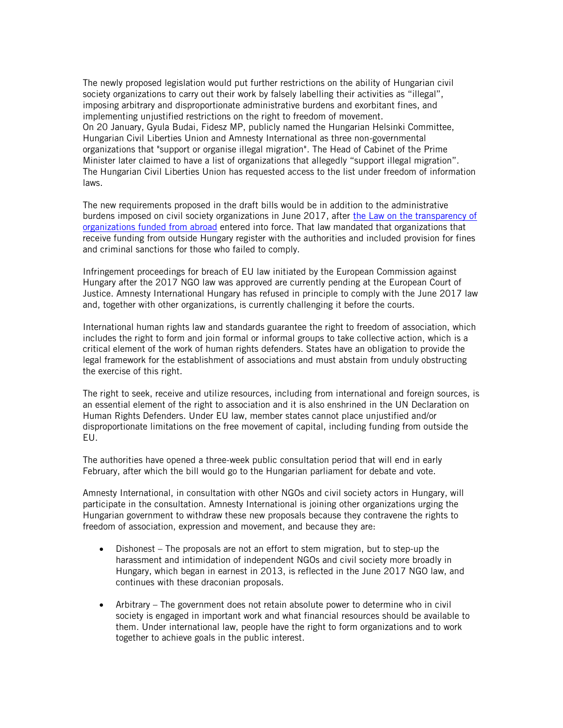The newly proposed legislation would put further restrictions on the ability of Hungarian civil society organizations to carry out their work by falsely labelling their activities as "illegal", imposing arbitrary and disproportionate administrative burdens and exorbitant fines, and implementing unjustified restrictions on the right to freedom of movement.
On 20 January, Gyula Budai, Fidesz MP, publicly named the Hungarian Helsinki Committee, Hungarian Civil Liberties Union and Amnesty International as three non-governmental organizations that "support or organise illegal migration". The Head of Cabinet of the Prime Minister later claimed to have a list of organizations that allegedly "support illegal migration". The Hungarian Civil Liberties Union has requested access to the list under freedom of information laws.

The new requirements proposed in the draft bills would be in addition to the administrative burdens imposed on civil society organizations in June 2017, after the Law on the transparency of organizations funded from abroad entered into force. That law mandated that organizations that receive funding from outside Hungary register with the authorities and included provision for fines and criminal sanctions for those who failed to comply.

Infringement proceedings for breach of EU law initiated by the European Commission against Hungary after the 2017 NGO law was approved are currently pending at the European Court of Justice. Amnesty International Hungary has refused in principle to comply with the June 2017 law and, together with other organizations, is currently challenging it before the courts.

International human rights law and standards guarantee the right to freedom of association, which includes the right to form and join formal or informal groups to take collective action, which is a critical element of the work of human rights defenders. States have an obligation to provide the legal framework for the establishment of associations and must abstain from unduly obstructing the exercise of this right.

The right to seek, receive and utilize resources, including from international and foreign sources, is an essential element of the right to association and it is also enshrined in the UN Declaration on Human Rights Defenders. Under EU law, member states cannot place unjustified and/or disproportionate limitations on the free movement of capital, including funding from outside the EU.

The authorities have opened a three-week public consultation period that will end in early February, after which the bill would go to the Hungarian parliament for debate and vote.

Amnesty International, in consultation with other NGOs and civil society actors in Hungary, will participate in the consultation. Amnesty International is joining other organizations urging the Hungarian government to withdraw these new proposals because they contravene the rights to freedom of association, expression and movement, and because they are:

- Dishonest – The proposals are not an effort to stem migration, but to step-up the harassment and intimidation of independent NGOs and civil society more broadly in Hungary, which began in earnest in 2013, is reflected in the June 2017 NGO law, and continues with these draconian proposals.

- Arbitrary – The government does not retain absolute power to determine who in civil society is engaged in important work and what financial resources should be available to them. Under international law, people have the right to form organizations and to work together to achieve goals in the public interest.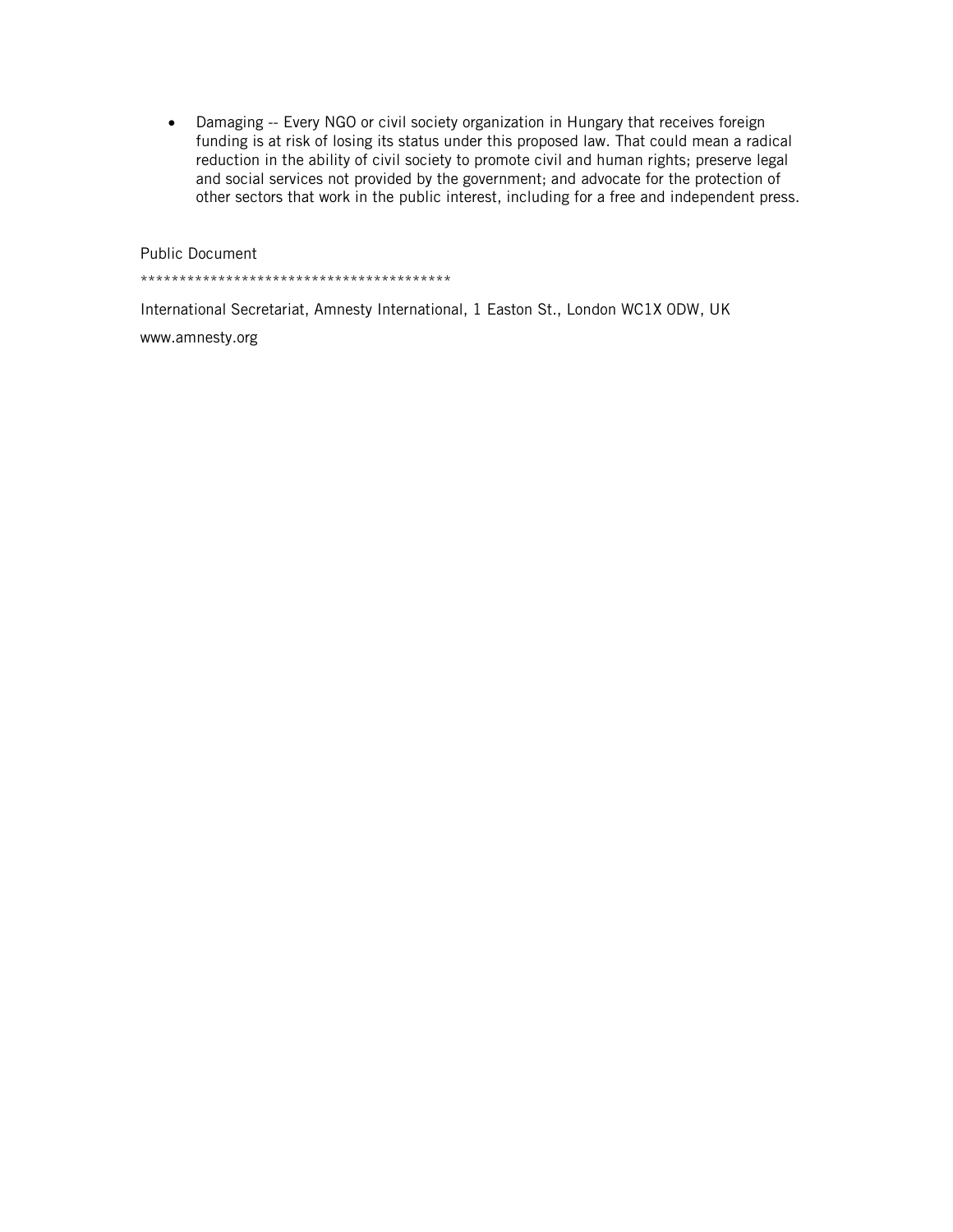- Damaging -- Every NGO or civil society organization in Hungary that receives foreign funding is at risk of losing its status under this proposed law. That could mean a radical reduction in the ability of civil society to promote civil and human rights; preserve legal and social services not provided by the government; and advocate for the protection of other sectors that work in the public interest, including for a free and independent press.

Public Document

****************************************

International Secretariat, Amnesty International, 1 Easton St., London WC1X 0DW, UK

www.amnesty.org